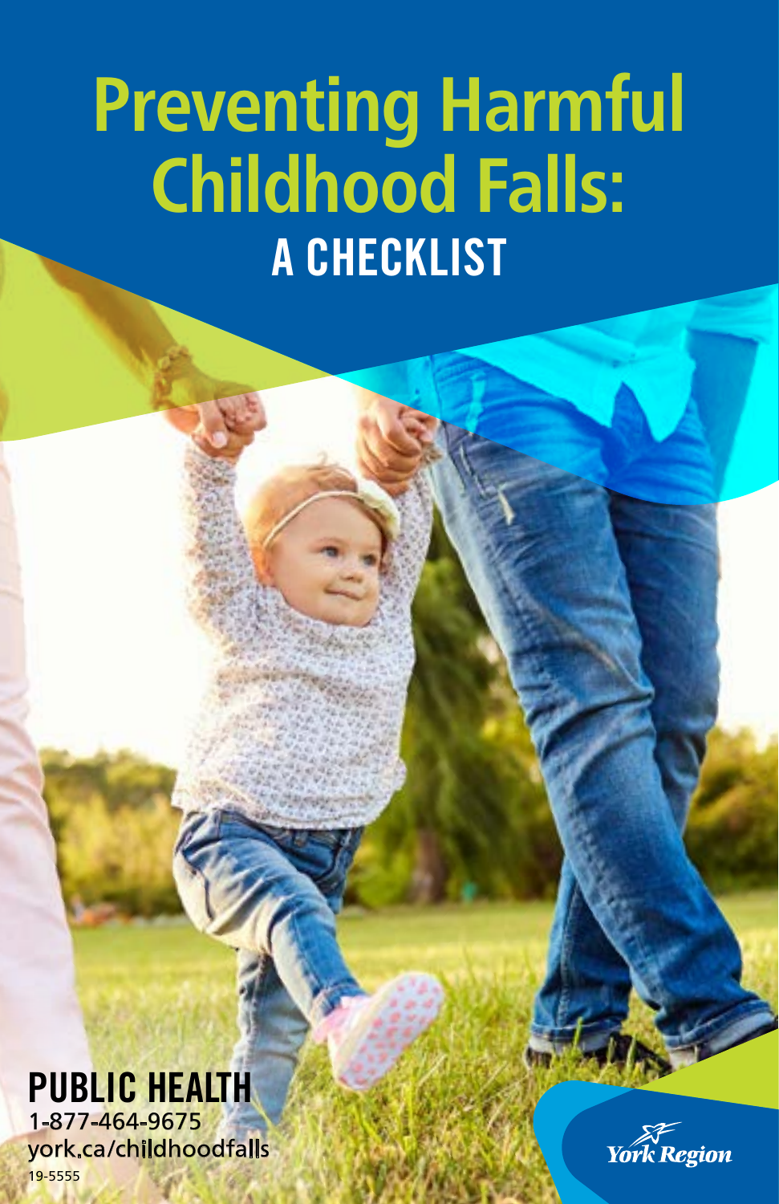# Preventing Harmful Childhood Falls:

## A CHECKLIST

**PUBLIC HEALTH**

1-877-464-9675

york.ca/childhoodfalls

19-5555

York Region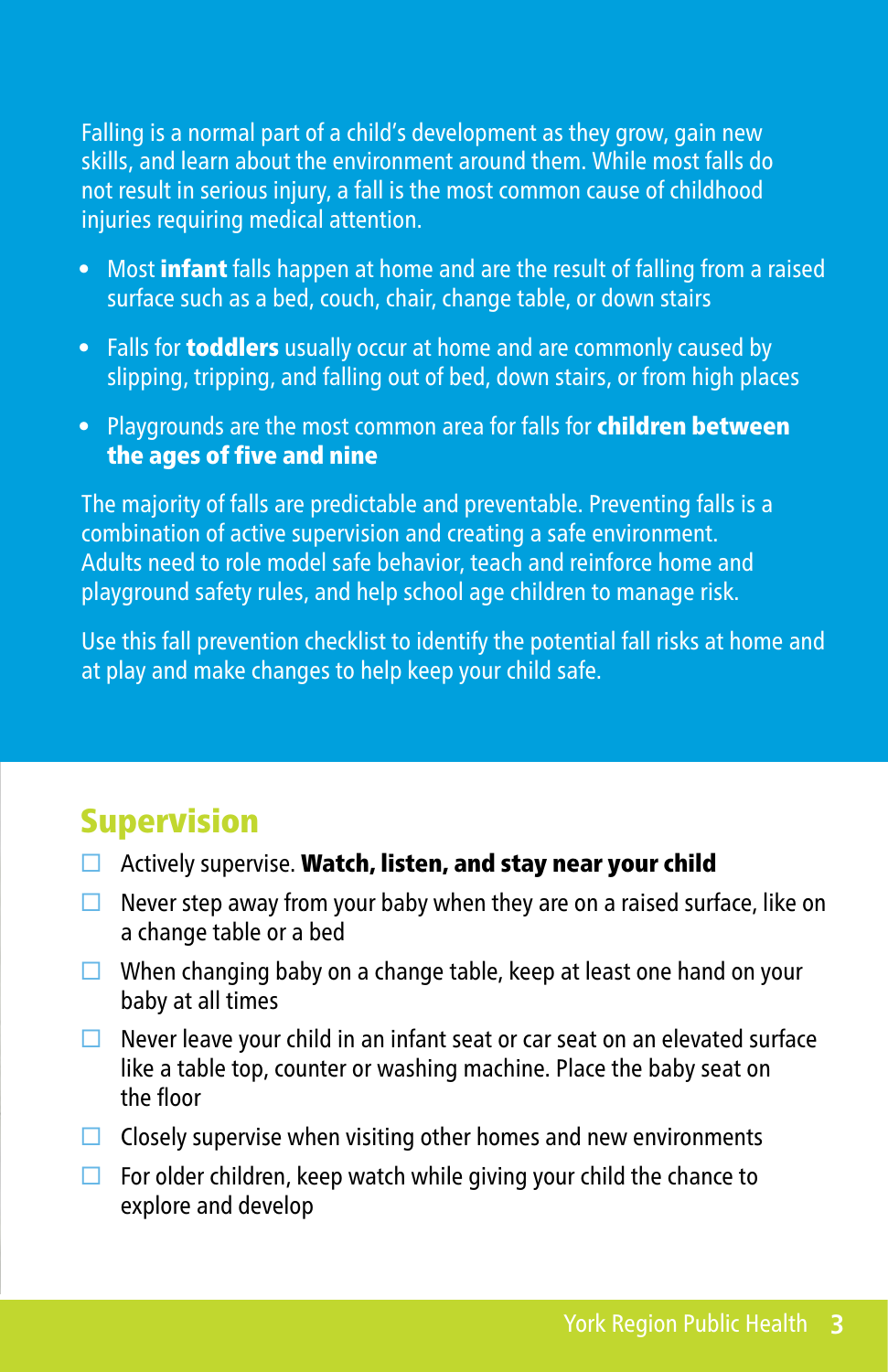Falling is a normal part of a child's development as they grow, gain new skills, and learn about the environment around them. While most falls do not result in serious injury, a fall is the most common cause of childhood injuries requiring medical attention.

- Most **infant** falls happen at home and are the result of falling from a raised surface such as a bed, couch, chair, change table, or down stairs
- Falls for **toddlers** usually occur at home and are commonly caused by slipping, tripping, and falling out of bed, down stairs, or from high places
- Playgrounds are the most common area for falls for **children between the ages of five and nine**

The majority of falls are predictable and preventable. Preventing falls is a combination of active supervision and creating a safe environment. Adults need to role model safe behavior, teach and reinforce home and playground safety rules, and help school age children to manage risk.

Use this fall prevention checklist to identify the potential fall risks at home and at play and make changes to help keep your child safe.

## Supervision

- ☐ Actively supervise. **Watch, listen, and stay near your child**
- ☐ Never step away from your baby when they are on a raised surface, like on a change table or a bed
- ☐ When changing baby on a change table, keep at least one hand on your baby at all times
- ☐ Never leave your child in an infant seat or car seat on an elevated surface like a table top, counter or washing machine. Place the baby seat on the floor
- ☐ Closely supervise when visiting other homes and new environments
- ☐ For older children, keep watch while giving your child the chance to explore and develop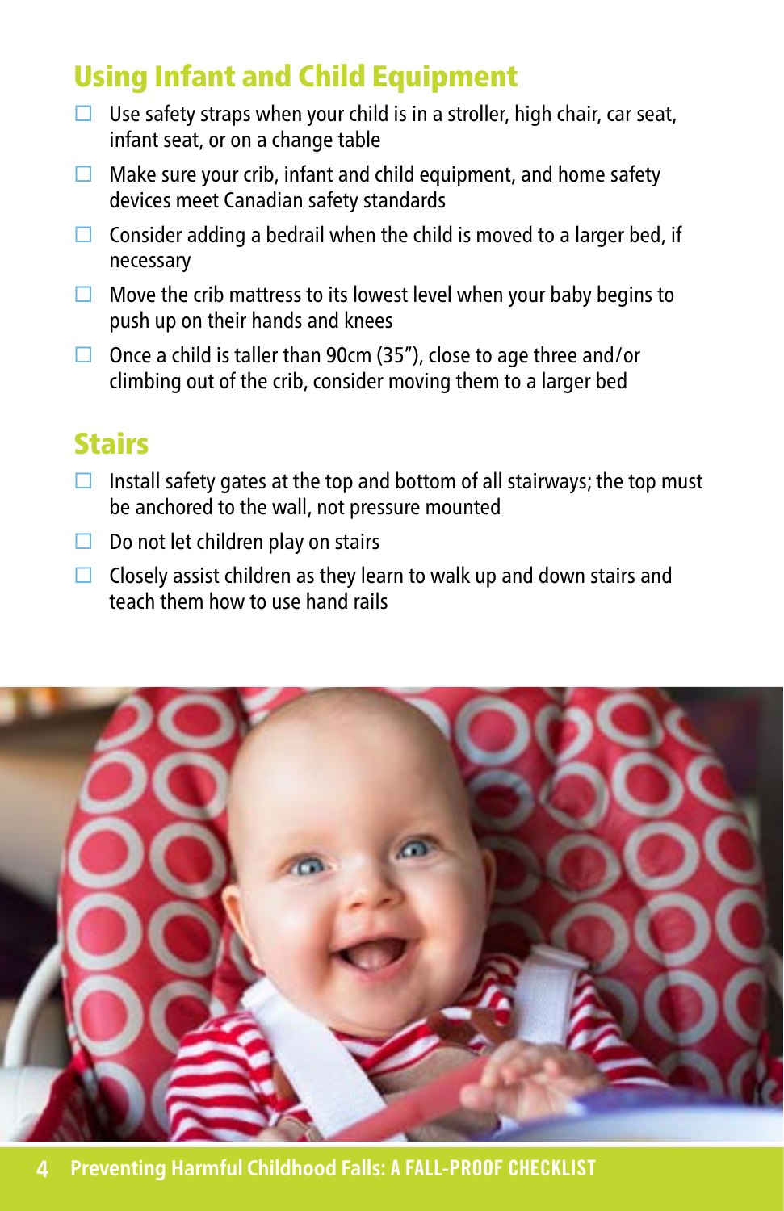## Using Infant and Child Equipment

- ☐ Use safety straps when your child is in a stroller, high chair, car seat, infant seat, or on a change table
- ☐ Make sure your crib, infant and child equipment, and home safety devices meet Canadian safety standards
- ☐ Consider adding a bedrail when the child is moved to a larger bed, if necessary
- ☐ Move the crib mattress to its lowest level when your baby begins to push up on their hands and knees
- ☐ Once a child is taller than 90cm (35”), close to age three and/or climbing out of the crib, consider moving them to a larger bed

## Stairs

- ☐ Install safety gates at the top and bottom of all stairways; the top must be anchored to the wall, not pressure mounted
- ☐ Do not let children play on stairs
- ☐ Closely assist children as they learn to walk up and down stairs and teach them how to use hand rails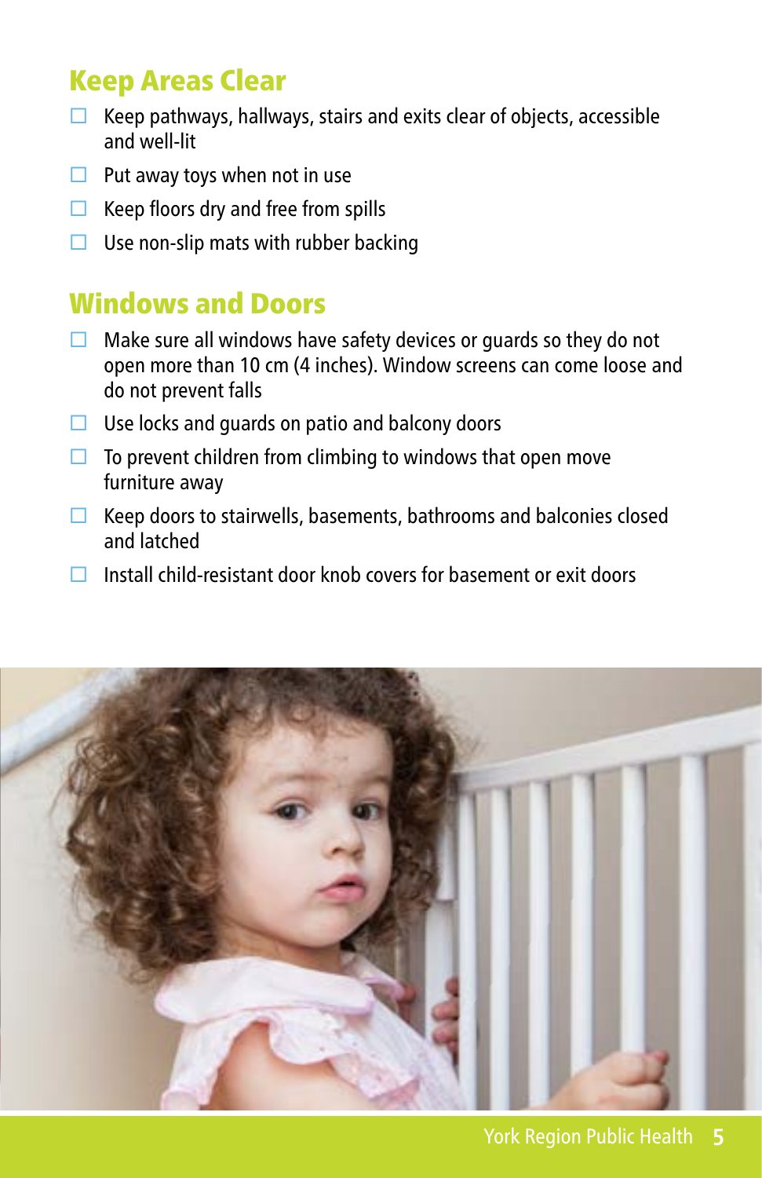## Keep Areas Clear

- ☐ Keep pathways, hallways, stairs and exits clear of objects, accessible and well-lit
- ☐ Put away toys when not in use
- ☐ Keep floors dry and free from spills
- ☐ Use non-slip mats with rubber backing

## Windows and Doors

- ☐ Make sure all windows have safety devices or guards so they do not open more than 10 cm (4 inches). Window screens can come loose and do not prevent falls
- ☐ Use locks and guards on patio and balcony doors
- ☐ To prevent children from climbing to windows that open move furniture away
- ☐ Keep doors to stairwells, basements, bathrooms and balconies closed and latched
- ☐ Install child-resistant door knob covers for basement or exit doors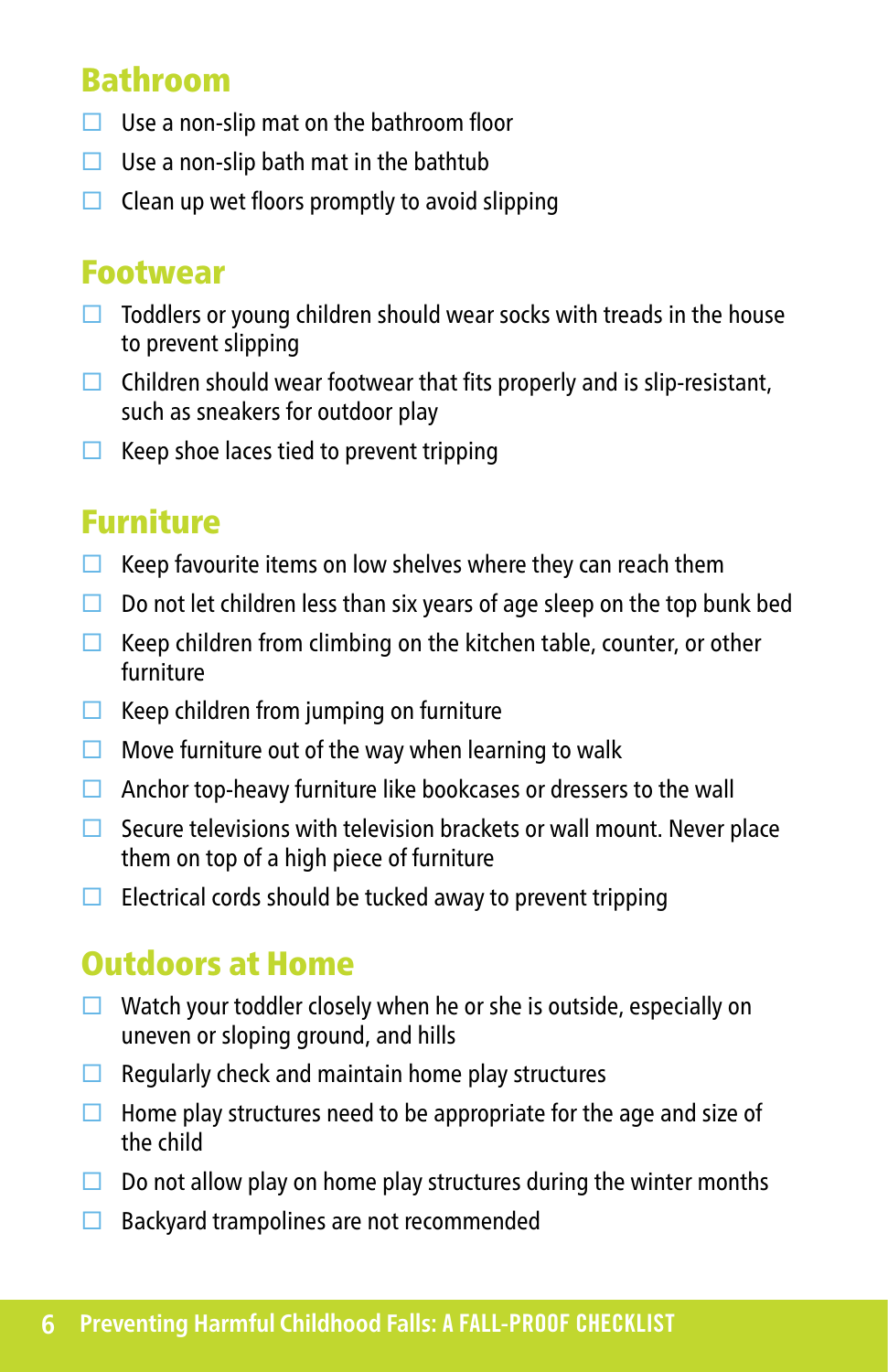## Bathroom

- ☐ Use a non-slip mat on the bathroom floor
- ☐ Use a non-slip bath mat in the bathtub
- ☐ Clean up wet floors promptly to avoid slipping

## Footwear

- ☐ Toddlers or young children should wear socks with treads in the house to prevent slipping
- ☐ Children should wear footwear that fits properly and is slip-resistant, such as sneakers for outdoor play
- ☐ Keep shoe laces tied to prevent tripping

## Furniture

- ☐ Keep favourite items on low shelves where they can reach them
- ☐ Do not let children less than six years of age sleep on the top bunk bed
- ☐ Keep children from climbing on the kitchen table, counter, or other furniture
- ☐ Keep children from jumping on furniture
- ☐ Move furniture out of the way when learning to walk
- ☐ Anchor top-heavy furniture like bookcases or dressers to the wall
- ☐ Secure televisions with television brackets or wall mount. Never place them on top of a high piece of furniture
- ☐ Electrical cords should be tucked away to prevent tripping

## Outdoors at Home

- ☐ Watch your toddler closely when he or she is outside, especially on uneven or sloping ground, and hills
- ☐ Regularly check and maintain home play structures
- ☐ Home play structures need to be appropriate for the age and size of the child
- ☐ Do not allow play on home play structures during the winter months
- ☐ Backyard trampolines are not recommended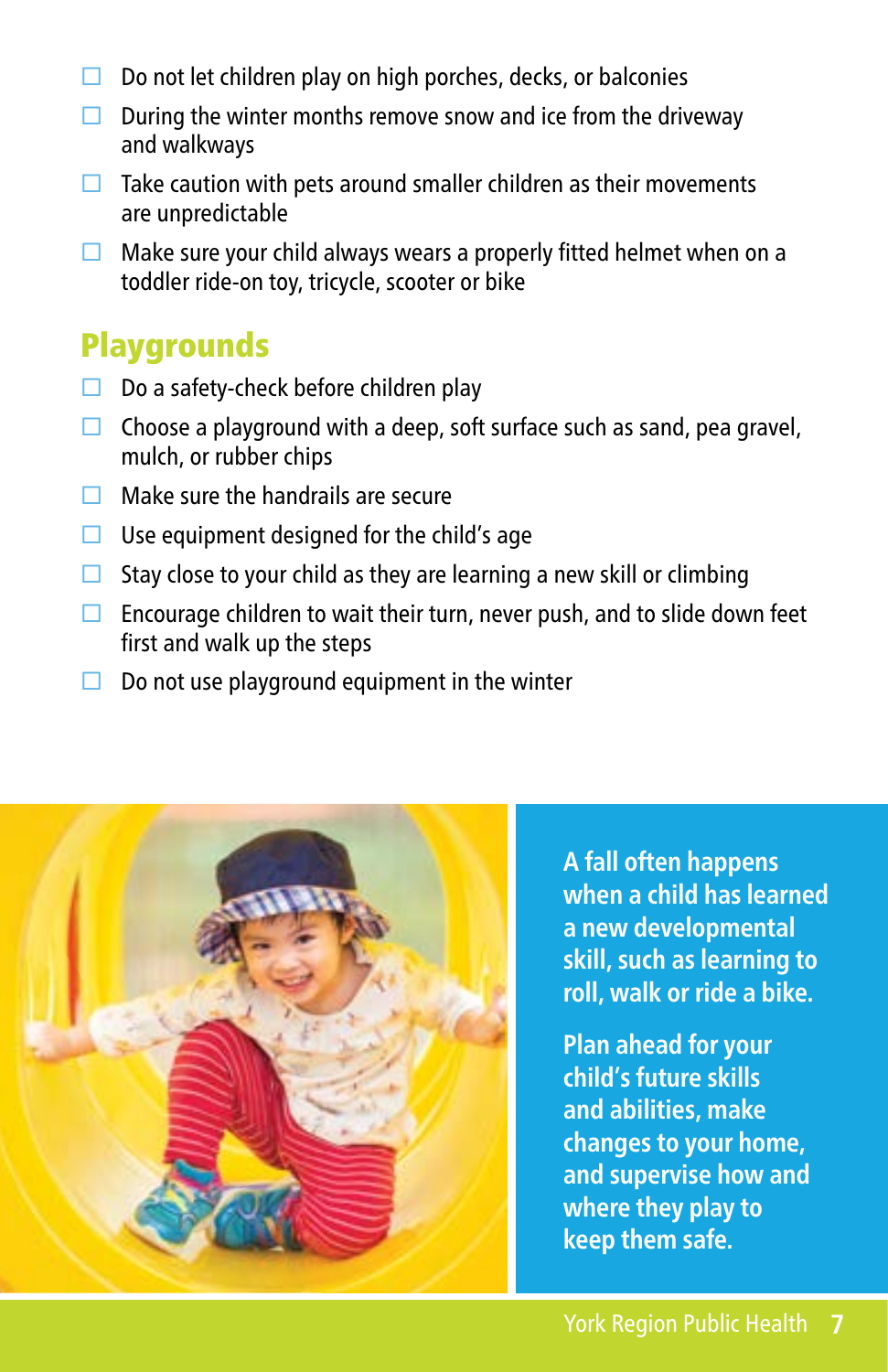- ☐ Do not let children play on high porches, decks, or balconies
- ☐ During the winter months remove snow and ice from the driveway and walkways
- ☐ Take caution with pets around smaller children as their movements are unpredictable
- ☐ Make sure your child always wears a properly fitted helmet when on a toddler ride-on toy, tricycle, scooter or bike

## Playgrounds

- ☐ Do a safety-check before children play
- ☐ Choose a playground with a deep, soft surface such as sand, pea gravel, mulch, or rubber chips
- ☐ Make sure the handrails are secure
- ☐ Use equipment designed for the child's age
- ☐ Stay close to your child as they are learning a new skill or climbing
- ☐ Encourage children to wait their turn, never push, and to slide down feet first and walk up the steps
- ☐ Do not use playground equipment in the winter

**A fall often happens when a child has learned a new developmental skill, such as learning to roll, walk or ride a bike.**

**Plan ahead for your child's future skills and abilities, make changes to your home, and supervise how and where they play to keep them safe.**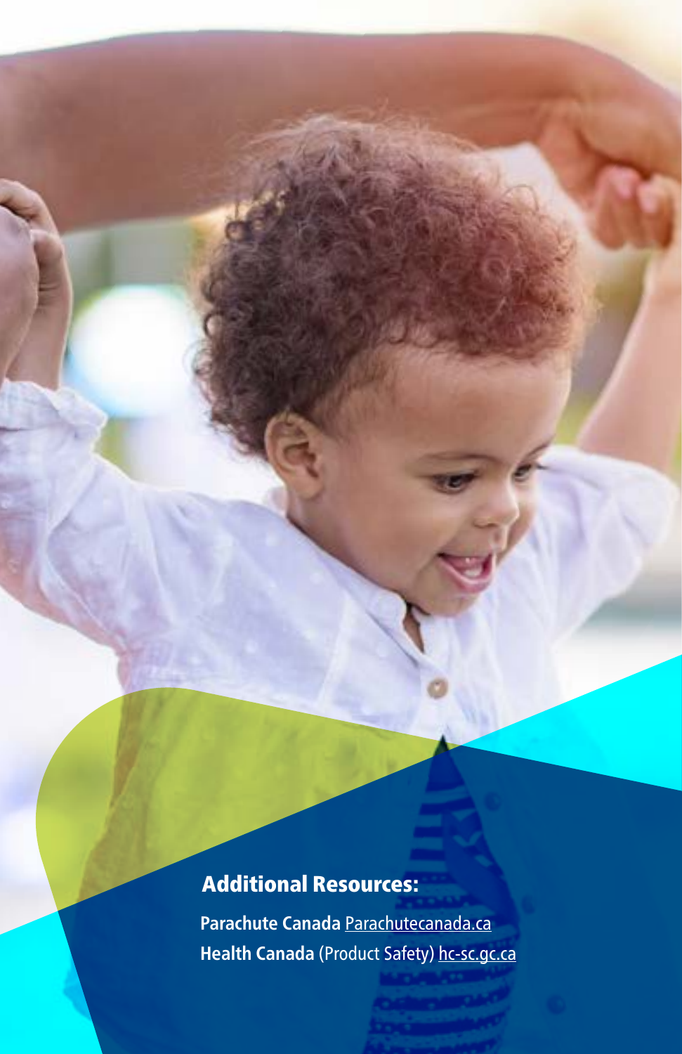## Additional Resources:

**Parachute Canada** Parachutecanada.ca

**Health Canada** (Product Safety) hc-sc.gc.ca